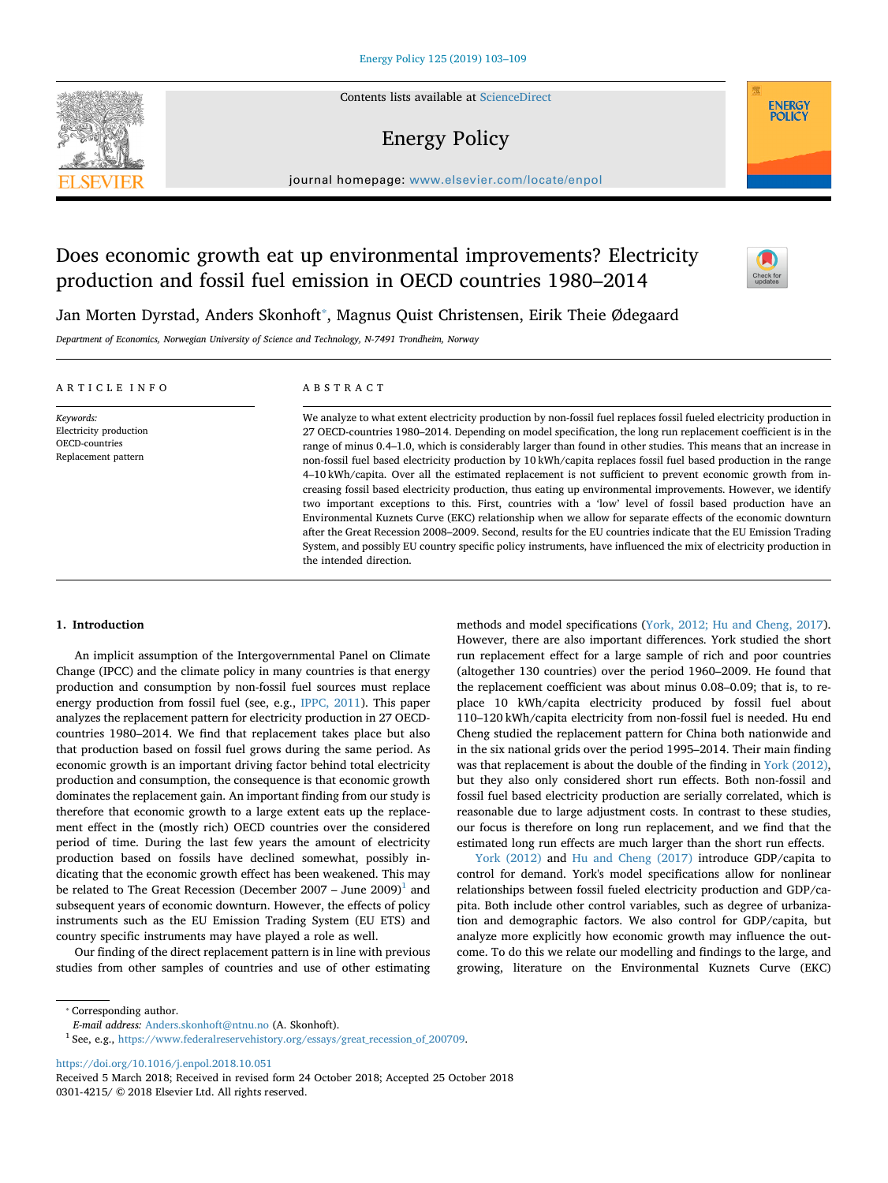# Does economic growth eat up environmental improvements? Electricity production and fossil fuel emission in OECD countries 1980–2014

Jan Morten Dyrstad, Anders Skonhoft*, Magnus Quist Christensen, Eirik Theie Ødegaard

*Department of Economics, Norwegian University of Science and Technology, N-7491 Trondheim, Norway*

## ARTICLE INFO

*Keywords:*
Electricity production
OECD-countries
Replacement pattern

## ABSTRACT

We analyze to what extent electricity production by non-fossil fuel replaces fossil fueled electricity production in 27 OECD-countries 1980–2014. Depending on model specification, the long run replacement coefficient is in the range of minus 0.4–1.0, which is considerably larger than found in other studies. This means that an increase in non-fossil fuel based electricity production by 10 kWh/capita replaces fossil fuel based production in the range 4–10 kWh/capita. Over all the estimated replacement is not sufficient to prevent economic growth from increasing fossil based electricity production, thus eating up environmental improvements. However, we identify two important exceptions to this. First, countries with a 'low' level of fossil based production have an Environmental Kuznets Curve (EKC) relationship when we allow for separate effects of the economic downturn after the Great Recession 2008–2009. Second, results for the EU countries indicate that the EU Emission Trading System, and possibly EU country specific policy instruments, have influenced the mix of electricity production in the intended direction.

## 1. Introduction

An implicit assumption of the Intergovernmental Panel on Climate Change (IPCC) and the climate policy in many countries is that energy production and consumption by non-fossil fuel sources must replace energy production from fossil fuel (see, e.g., IPPC, 2011). This paper analyzes the replacement pattern for electricity production in 27 OECD-countries 1980–2014. We find that replacement takes place but also that production based on fossil fuel grows during the same period. As economic growth is an important driving factor behind total electricity production and consumption, the consequence is that economic growth dominates the replacement gain. An important finding from our study is therefore that economic growth to a large extent eats up the replacement effect in the (mostly rich) OECD countries over the considered period of time. During the last few years the amount of electricity production based on fossils have declined somewhat, possibly indicating that the economic growth effect has been weakened. This may be related to The Great Recession (December 2007 – June 2009)[1] and subsequent years of economic downturn. However, the effects of policy instruments such as the EU Emission Trading System (EU ETS) and country specific instruments may have played a role as well.

Our finding of the direct replacement pattern is in line with previous studies from other samples of countries and use of other estimating methods and model specifications (York, 2012; Hu and Cheng, 2017). However, there are also important differences. York studied the short run replacement effect for a large sample of rich and poor countries (altogether 130 countries) over the period 1960–2009. He found that the replacement coefficient was about minus 0.08–0.09; that is, to replace 10 kWh/capita electricity produced by fossil fuel about 110–120 kWh/capita electricity from non-fossil fuel is needed. Hu end Cheng studied the replacement pattern for China both nationwide and in the six national grids over the period 1995–2014. Their main finding was that replacement is about the double of the finding in York (2012), but they also only considered short run effects. Both non-fossil and fossil fuel based electricity production are serially correlated, which is reasonable due to large adjustment costs. In contrast to these studies, our focus is therefore on long run replacement, and we find that the estimated long run effects are much larger than the short run effects.

York (2012) and Hu and Cheng (2017) introduce GDP/capita to control for demand. York's model specifications allow for nonlinear relationships between fossil fueled electricity production and GDP/capita. Both include other control variables, such as degree of urbanization and demographic factors. We also control for GDP/capita, but analyze more explicitly how economic growth may influence the outcome. To do this we relate our modelling and findings to the large, and growing, literature on the Environmental Kuznets Curve (EKC)

---

* Corresponding author.
*E-mail address:* Anders.skonhoft@ntnu.no (A. Skonhoft).
[1] See, e.g., https://www.federalreservehistory.org/essays/great_recession_of_200709.

https://doi.org/10.1016/j.enpol.2018.10.051
Received 5 March 2018; Received in revised form 24 October 2018; Accepted 25 October 2018
0301-4215/ © 2018 Elsevier Ltd. All rights reserved.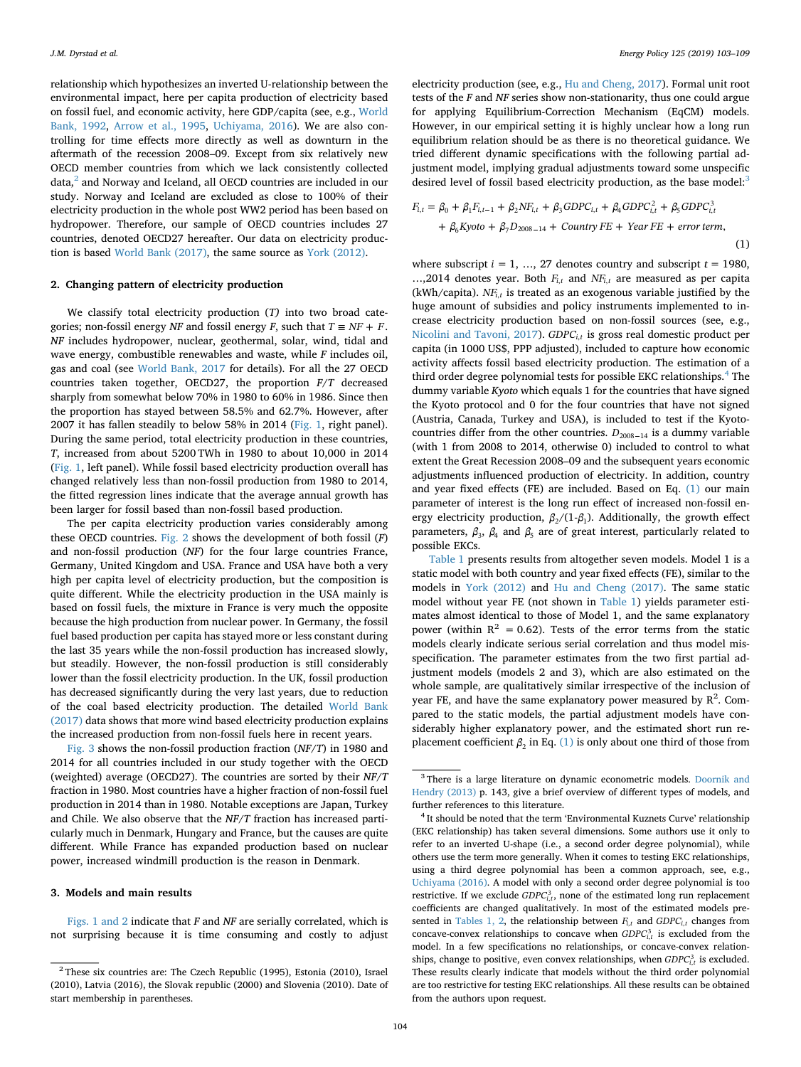relationship which hypothesizes an inverted U-relationship between the environmental impact, here per capita production of electricity based on fossil fuel, and economic activity, here GDP/capita (see, e.g., World Bank, 1992, Arrow et al., 1995, Uchiyama, 2016). We are also controlling for time effects more directly as well as downturn in the aftermath of the recession 2008–09. Except from six relatively new OECD member countries from which we lack consistently collected data,[2] and Norway and Iceland, all OECD countries are included in our study. Norway and Iceland are excluded as close to 100% of their electricity production in the whole post WW2 period has been based on hydropower. Therefore, our sample of OECD countries includes 27 countries, denoted OECD27 hereafter. Our data on electricity production is based World Bank (2017), the same source as York (2012).

## 2. Changing pattern of electricity production

We classify total electricity production ($T$) into two broad categories; non-fossil energy $NF$ and fossil energy $F$, such that $T \equiv NF + F$. $NF$ includes hydropower, nuclear, geothermal, solar, wind, tidal and wave energy, combustible renewables and waste, while $F$ includes oil, gas and coal (see World Bank, 2017 for details). For all the 27 OECD countries taken together, OECD27, the proportion $F/T$ decreased sharply from somewhat below 70% in 1980 to 60% in 1986. Since then the proportion has stayed between 58.5% and 62.7%. However, after 2007 it has fallen steadily to below 58% in 2014 (Fig. 1, right panel). During the same period, total electricity production in these countries, $T$, increased from about 5200 TWh in 1980 to about 10,000 in 2014 (Fig. 1, left panel). While fossil based electricity production overall has changed relatively less than non-fossil production from 1980 to 2014, the fitted regression lines indicate that the average annual growth has been larger for fossil based than non-fossil based production.

The per capita electricity production varies considerably among these OECD countries. Fig. 2 shows the development of both fossil ($F$) and non-fossil production ($NF$) for the four large countries France, Germany, United Kingdom and USA. France and USA have both a very high per capita level of electricity production, but the composition is quite different. While the electricity production in the USA mainly is based on fossil fuels, the mixture in France is very much the opposite because the high production from nuclear power. In Germany, the fossil fuel based production per capita has stayed more or less constant during the last 35 years while the non-fossil production has increased slowly, but steadily. However, the non-fossil production is still considerably lower than the fossil electricity production. In the UK, fossil production has decreased significantly during the very last years, due to reduction of the coal based electricity production. The detailed World Bank (2017) data shows that more wind based electricity production explains the increased production from non-fossil fuels here in recent years.

Fig. 3 shows the non-fossil production fraction ($NF/T$) in 1980 and 2014 for all countries included in our study together with the OECD (weighted) average (OECD27). The countries are sorted by their $NF/T$ fraction in 1980. Most countries have a higher fraction of non-fossil fuel production in 2014 than in 1980. Notable exceptions are Japan, Turkey and Chile. We also observe that the $NF/T$ fraction has increased particularly much in Denmark, Hungary and France, but the causes are quite different. While France has expanded production based on nuclear power, increased windmill production is the reason in Denmark.

## 3. Models and main results

Figs. 1 and 2 indicate that $F$ and $NF$ are serially correlated, which is not surprising because it is time consuming and costly to adjust electricity production (see, e.g., Hu and Cheng, 2017). Formal unit root tests of the $F$ and $NF$ series show non-stationarity, thus one could argue for applying Equilibrium-Correction Mechanism (EqCM) models. However, in our empirical setting it is highly unclear how a long run equilibrium relation should be as there is no theoretical guidance. We tried different dynamic specifications with the following partial adjustment model, implying gradual adjustments toward some unspecific desired level of fossil based electricity production, as the base model:[3]

$$F_{i,t} = \beta_0 + \beta_1 F_{i,t-1} + \beta_2 NF_{i,t} + \beta_3 GDPC_{i,t} + \beta_4 GDPC_{i,t}^2 + \beta_5 GDPC_{i,t}^3 + \beta_6 Kyoto + \beta_7 D_{2008-14} + \text{Country FE} + \text{Year FE} + \text{error term}, \tag{1}$$

where subscript $i = 1, \ldots, 27$ denotes country and subscript $t = 1980, \ldots, 2014$ denotes year. Both $F_{i,t}$ and $NF_{i,t}$ are measured as per capita (kWh/capita). $NF_{i,t}$ is treated as an exogenous variable justified by the huge amount of subsidies and policy instruments implemented to increase electricity production based on non-fossil sources (see, e.g., Nicolini and Tavoni, 2017). $GDPC_{i,t}$ is gross real domestic product per capita (in 1000 US$, PPP adjusted), included to capture how economic activity affects fossil based electricity production. The estimation of a third order degree polynomial tests for possible EKC relationships.[4] The dummy variable $Kyoto$ which equals 1 for the countries that have signed the Kyoto protocol and 0 for the four countries that have not signed (Austria, Canada, Turkey and USA), is included to test if the Kyoto-countries differ from the other countries. $D_{2008-14}$ is a dummy variable (with 1 from 2008 to 2014, otherwise 0) included to control to what extent the Great Recession 2008–09 and the subsequent years economic adjustments influenced production of electricity. In addition, country and year fixed effects (FE) are included. Based on Eq. (1) our main parameter of interest is the long run effect of increased non-fossil energy electricity production, $\beta_2/(1-\beta_1)$. Additionally, the growth effect parameters, $\beta_3$, $\beta_4$ and $\beta_5$ are of great interest, particularly related to possible EKCs.

Table 1 presents results from altogether seven models. Model 1 is a static model with both country and year fixed effects (FE), similar to the models in York (2012) and Hu and Cheng (2017). The same static model without year FE (not shown in Table 1) yields parameter estimates almost identical to those of Model 1, and the same explanatory power (within $R^2 = 0.62$). Tests of the error terms from the static models clearly indicate serious serial correlation and thus model misspecification. The parameter estimates from the two first partial adjustment models (models 2 and 3), which are also estimated on the whole sample, are qualitatively similar irrespective of the inclusion of year FE, and have the same explanatory power measured by $R^2$. Compared to the static models, the partial adjustment models have considerably higher explanatory power, and the estimated short run replacement coefficient $\beta_2$ in Eq. (1) is only about one third of those from

---

[2] These six countries are: The Czech Republic (1995), Estonia (2010), Israel (2010), Latvia (2016), the Slovak republic (2000) and Slovenia (2010). Date of start membership in parentheses.

[3] There is a large literature on dynamic econometric models. Doornik and Hendry (2013) p. 143, give a brief overview of different types of models, and further references to this literature.

[4] It should be noted that the term 'Environmental Kuznets Curve' relationship (EKC relationship) has taken several dimensions. Some authors use it only to refer to an inverted U-shape (i.e., a second order degree polynomial), while others use the term more generally. When it comes to testing EKC relationships, using a third degree polynomial has been a common approach, see, e.g., Uchiyama (2016). A model with only a second order degree polynomial is too restrictive. If we exclude $GDPC_{i,t}^3$, none of the estimated long run replacement coefficients are changed qualitatively. In most of the estimated models presented in Tables 1, 2, the relationship between $F_{i,t}$ and $GDPC_{i,t}$ changes from concave-convex relationships to concave when $GDPC_{i,t}^3$ is excluded from the model. In a few specifications no relationships, or concave-convex relationships, change to positive, even convex relationships, when $GDPC_{i,t}^3$ is excluded. These results clearly indicate that models without the third order polynomial are too restrictive for testing EKC relationships. All these results can be obtained from the authors upon request.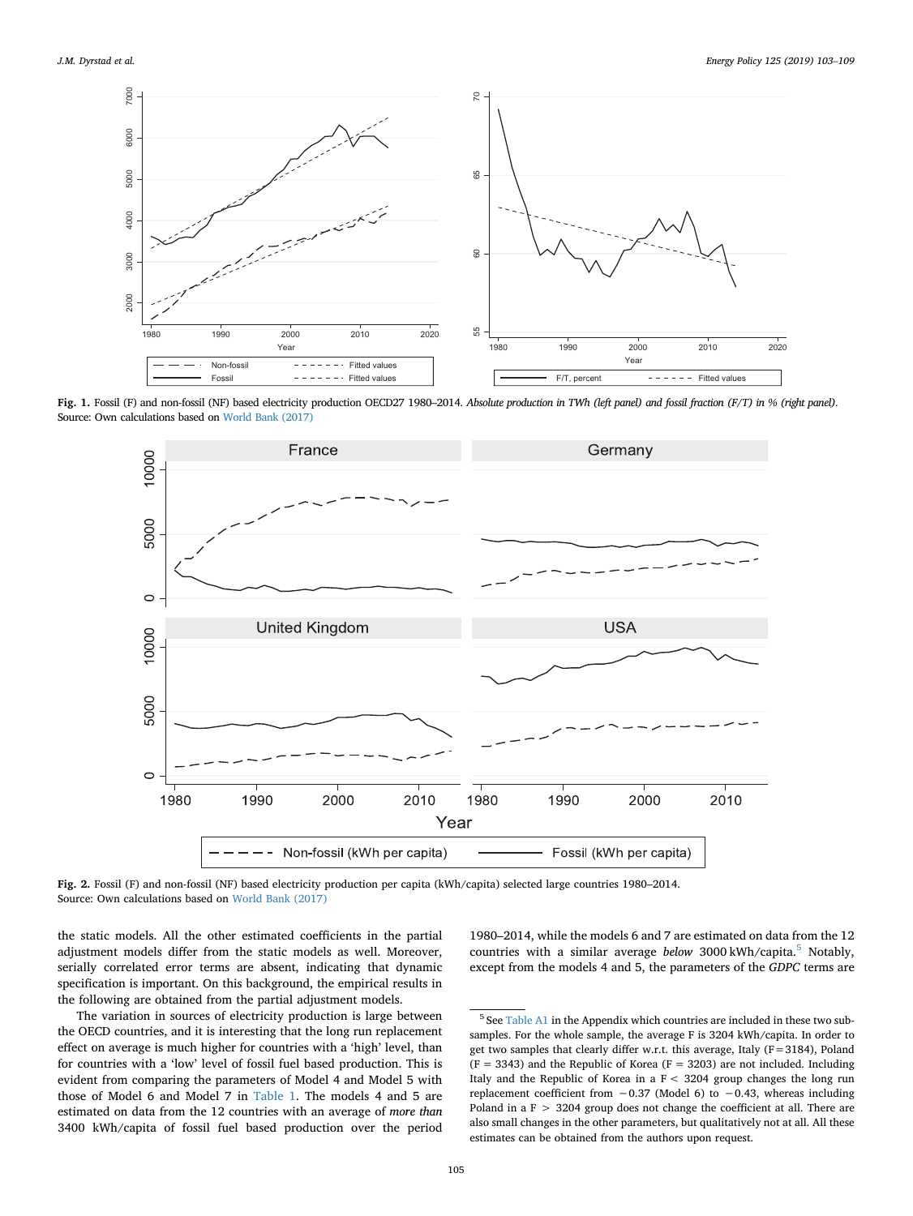**Fig. 1.** Fossil (F) and non-fossil (NF) based electricity production OECD27 1980–2014. *Absolute production in TWh (left panel) and fossil fraction (F/T) in % (right panel).*
Source: Own calculations based on World Bank (2017)

**Fig. 2.** Fossil (F) and non-fossil (NF) based electricity production per capita (kWh/capita) selected large countries 1980–2014.
Source: Own calculations based on World Bank (2017)

the static models. All the other estimated coefficients in the partial adjustment models differ from the static models as well. Moreover, serially correlated error terms are absent, indicating that dynamic specification is important. On this background, the empirical results in the following are obtained from the partial adjustment models.

The variation in sources of electricity production is large between the OECD countries, and it is interesting that the long run replacement effect on average is much higher for countries with a 'high' level, than for countries with a 'low' level of fossil fuel based production. This is evident from comparing the parameters of Model 4 and Model 5 with those of Model 6 and Model 7 in Table 1. The models 4 and 5 are estimated on data from the 12 countries with an average of *more than* 3400 kWh/capita of fossil fuel based production over the period 1980–2014, while the models 6 and 7 are estimated on data from the 12 countries with a similar average *below* 3000 kWh/capita.[5] Notably, except from the models 4 and 5, the parameters of the *GDPC* terms are

[5] See Table A1 in the Appendix which countries are included in these two subsamples. For the whole sample, the average F is 3204 kWh/capita. In order to get two samples that clearly differ w.r.t. this average, Italy (F = 3184), Poland (F = 3343) and the Republic of Korea (F = 3203) are not included. Including Italy and the Republic of Korea in a F < 3204 group changes the long run replacement coefficient from −0.37 (Model 6) to −0.43, whereas including Poland in a F > 3204 group does not change the coefficient at all. There are also small changes in the other parameters, but qualitatively not at all. All these estimates can be obtained from the authors upon request.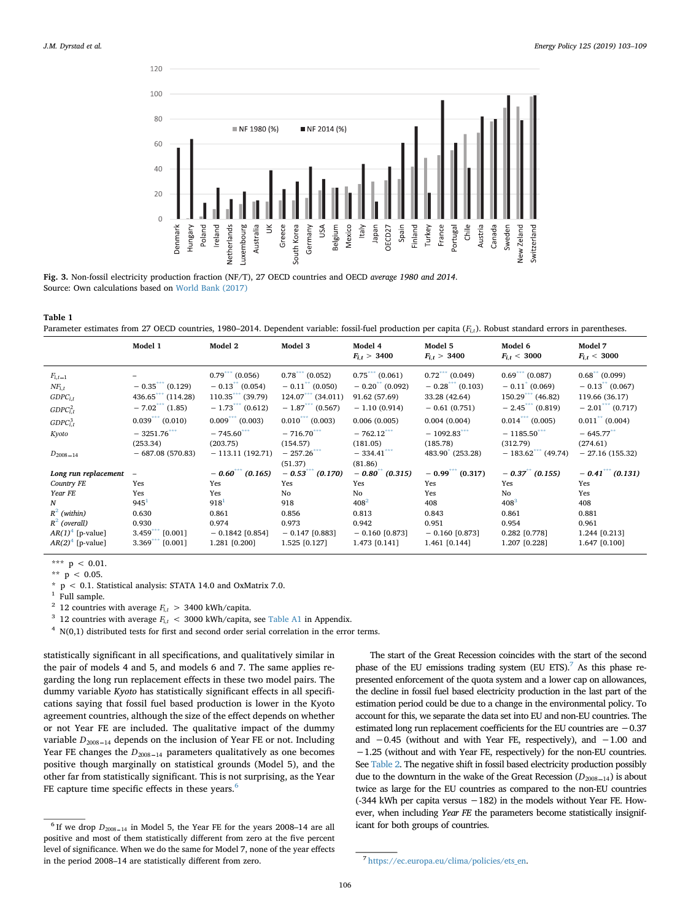**Fig. 3.** Non-fossil electricity production fraction (NF/T), 27 OECD countries and OECD *average 1980 and 2014*.
Source: Own calculations based on World Bank (2017)

**Table 1**
Parameter estimates from 27 OECD countries, 1980–2014. Dependent variable: fossil-fuel production per capita ($F_{i,t}$). Robust standard errors in parentheses.

| | Model 1 | Model 2 | Model 3 | Model 4 $F_{i,t} > 3400$ | Model 5 $F_{i,t} > 3400$ | Model 6 $F_{i,t} < 3000$ | Model 7 $F_{i,t} < 3000$ |
|---|---|---|---|---|---|---|---|
| $F_{i,t-1}$ | – | 0.79*** (0.056) | 0.78*** (0.052) | 0.75*** (0.061) | 0.72*** (0.049) | 0.69*** (0.087) | 0.68** (0.099) |
| $NF_{i,t}$ | − 0.35*** (0.129) | − 0.13** (0.054) | − 0.11** (0.050) | − 0.20** (0.092) | − 0.28*** (0.103) | − 0.11* (0.069) | − 0.13** (0.067) |
| $GDPC_{i,t}$ | 436.65*** (114.28) | 110.35*** (39.79) | 124.07*** (34.011) | 91.62 (57.69) | 33.28 (42.64) | 150.29*** (46.82) | 119.66 (36.17) |
| $GDPC^2_{i,t}$ | − 7.02*** (1.85) | − 1.73*** (0.612) | − 1.87*** (0.567) | − 1.10 (0.914) | − 0.61 (0.751) | − 2.45*** (0.819) | − 2.01*** (0.717) |
| $GDPC^3_{i,t}$ | 0.039*** (0.010) | 0.009*** (0.003) | 0.010*** (0.003) | 0.006 (0.005) | 0.004 (0.004) | 0.014*** (0.005) | 0.011** (0.004) |
| *Kyoto* | − 3251.76*** (253.34) | − 745.60*** (203.75) | − 716.70*** (154.57) | − 762.12*** (181.05) | − 1092.83*** (185.78) | − 1185.50*** (312.79) | − 645.77** (274.61) |
| $D_{2008-14}$ | − 687.08 (570.83) | − 113.11 (192.71) | − 257.26*** (51.37) | − 334.41*** (81.86) | 483.90* (253.28) | − 183.62*** (49.74) | − 27.16 (155.32) |
| ***Long run replacement*** | – | ***− 0.60*** (0.165)*** | ***− 0.53*** (0.170)*** | ***− 0.80** (0.315)*** | ***− 0.99*** (0.317)*** | ***− 0.37** (0.155)*** | ***− 0.41*** (0.131)*** |
| *Country FE* | Yes | Yes | Yes | Yes | Yes | Yes | Yes |
| *Year FE* | Yes | Yes | No | No | Yes | No | Yes |
| *N* | 945[1] | 918[1] | 918 | 408[2] | 408 | 408[3] | 408 |
| $R^2$ *(within)* | 0.630 | 0.861 | 0.856 | 0.813 | 0.843 | 0.861 | 0.881 |
| $R^2$ *(overall)* | 0.930 | 0.974 | 0.973 | 0.942 | 0.951 | 0.954 | 0.961 |
| *AR(1)*[4] [p-value] | 3.459*** [0.001] | − 0.1842 [0.854] | − 0.147 [0.883] | − 0.160 [0.873] | − 0.160 [0.873] | 0.282 [0.778] | 1.244 [0.213] |
| *AR(2)*[4] [p-value] | 3.369*** [0.001] | 1.281 [0.200] | 1.525 [0.127] | 1.473 [0.141] | 1.461 [0.144] | 1.207 [0.228] | 1.647 [0.100] |

*** $p < 0.01$.
** $p < 0.05$.
* $p < 0.1$. Statistical analysis: STATA 14.0 and OxMatrix 7.0.
[1] Full sample.
[2] 12 countries with average $F_{i,t} > 3400$ kWh/capita.
[3] 12 countries with average $F_{i,t} < 3000$ kWh/capita, see Table A1 in Appendix.
[4] N(0,1) distributed tests for first and second order serial correlation in the error terms.

statistically significant in all specifications, and qualitatively similar in the pair of models 4 and 5, and models 6 and 7. The same applies regarding the long run replacement effects in these two model pairs. The dummy variable *Kyoto* has statistically significant effects in all specifications saying that fossil fuel based production is lower in the Kyoto agreement countries, although the size of the effect depends on whether or not Year FE are included. The qualitative impact of the dummy variable $D_{2008-14}$ depends on the inclusion of Year FE or not. Including Year FE changes the $D_{2008-14}$ parameters qualitatively as one becomes positive though marginally on statistical grounds (Model 5), and the other far from statistically significant. This is not surprising, as the Year FE capture time specific effects in these years.[6]

The start of the Great Recession coincides with the start of the second phase of the EU emissions trading system (EU ETS).[7] As this phase represented enforcement of the quota system and a lower cap on allowances, the decline in fossil fuel based electricity production in the last part of the estimation period could be due to a change in the environmental policy. To account for this, we separate the data set into EU and non-EU countries. The estimated long run replacement coefficients for the EU countries are −0.37 and −0.45 (without and with Year FE, respectively), and −1.00 and −1.25 (without and with Year FE, respectively) for the non-EU countries. See Table 2. The negative shift in fossil based electricity production possibly due to the downturn in the wake of the Great Recession ($D_{2008-14}$) is about twice as large for the EU countries as compared to the non-EU countries (-344 kWh per capita versus −182) in the models without Year FE. However, when including *Year FE* the parameters become statistically insignificant for both groups of countries.

[6] If we drop $D_{2008-14}$ in Model 5, the Year FE for the years 2008–14 are all positive and most of them statistically different from zero at the five percent level of significance. When we do the same for Model 7, none of the year effects in the period 2008–14 are statistically different from zero.

[7] https://ec.europa.eu/clima/policies/ets_en.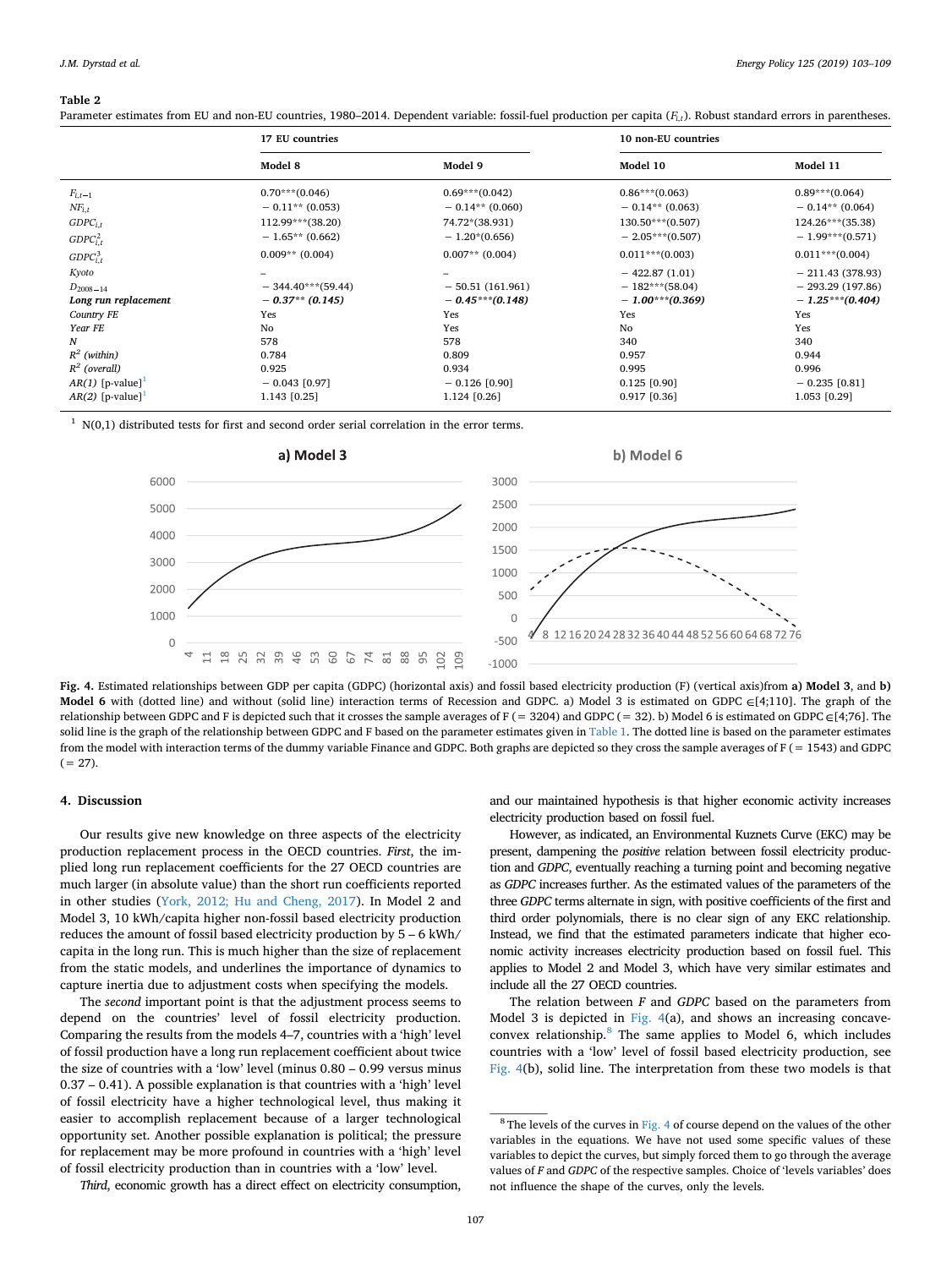**Table 2**
Parameter estimates from EU and non-EU countries, 1980–2014. Dependent variable: fossil-fuel production per capita ($F_{i,t}$). Robust standard errors in parentheses.

| | 17 EU countries | | 10 non-EU countries | |
|---|---|---|---|---|
| | Model 8 | Model 9 | Model 10 | Model 11 |
| $F_{i,t-1}$ | 0.70***(0.046) | 0.69***(0.042) | 0.86***(0.063) | 0.89***(0.064) |
| $NF_{i,t}$ | − 0.11** (0.053) | − 0.14** (0.060) | − 0.14** (0.063) | − 0.14** (0.064) |
| $GDPC_{i,t}$ | 112.99***(38.20) | 74.72*(38.931) | 130.50***(0.507) | 124.26***(35.38) |
| $GDPC^2_{i,t}$ | − 1.65** (0.662) | − 1.20*(0.656) | − 2.05***(0.507) | − 1.99***(0.571) |
| $GDPC^3_{i,t}$ | 0.009** (0.004) | 0.007** (0.004) | 0.011***(0.003) | 0.011***(0.004) |
| *Kyoto* | – | – | − 422.87 (1.01) | − 211.43 (378.93) |
| $D_{2008-14}$ | − 344.40***(59.44) | − 50.51 (161.961) | − 182***(58.04) | − 293.29 (197.86) |
| ***Long run replacement*** | ***− 0.37** (0.145)*** | ***− 0.45***(0.148)*** | ***− 1.00***(0.369)*** | ***− 1.25***(0.404)*** |
| *Country FE* | Yes | Yes | Yes | Yes |
| *Year FE* | No | Yes | No | Yes |
| *N* | 578 | 578 | 340 | 340 |
| $R^2$ *(within)* | 0.784 | 0.809 | 0.957 | 0.944 |
| $R^2$ *(overall)* | 0.925 | 0.934 | 0.995 | 0.996 |
| *AR(1)* [p-value][1] | − 0.043 [0.97] | − 0.126 [0.90] | 0.125 [0.90] | − 0.235 [0.81] |
| *AR(2)* [p-value][1] | 1.143 [0.25] | 1.124 [0.26] | 0.917 [0.36] | 1.053 [0.29] |

[1] N(0,1) distributed tests for first and second order serial correlation in the error terms.

**Fig. 4.** Estimated relationships between GDP per capita (GDPC) (horizontal axis) and fossil based electricity production (F) (vertical axis)from **a) Model 3**, and **b) Model 6** with (dotted line) and without (solid line) interaction terms of Recession and GDPC. a) Model 3 is estimated on GDPC ∈[4;110]. The graph of the relationship between GDPC and F is depicted such that it crosses the sample averages of F (= 3204) and GDPC (= 32). b) Model 6 is estimated on GDPC ∈[4;76]. The solid line is the graph of the relationship between GDPC and F based on the parameter estimates given in Table 1. The dotted line is based on the parameter estimates from the model with interaction terms of the dummy variable Finance and GDPC. Both graphs are depicted so they cross the sample averages of F (= 1543) and GDPC (= 27).

## 4. Discussion

Our results give new knowledge on three aspects of the electricity production replacement process in the OECD countries. *First*, the implied long run replacement coefficients for the 27 OECD countries are much larger (in absolute value) than the short run coefficients reported in other studies (York, 2012; Hu and Cheng, 2017). In Model 2 and Model 3, 10 kWh/capita higher non-fossil based electricity production reduces the amount of fossil based electricity production by 5 – 6 kWh/capita in the long run. This is much higher than the size of replacement from the static models, and underlines the importance of dynamics to capture inertia due to adjustment costs when specifying the models.

The *second* important point is that the adjustment process seems to depend on the countries' level of fossil electricity production. Comparing the results from the models 4–7, countries with a 'high' level of fossil production have a long run replacement coefficient about twice the size of countries with a 'low' level (minus 0.80 – 0.99 versus minus 0.37 – 0.41). A possible explanation is that countries with a 'high' level of fossil electricity have a higher technological level, thus making it easier to accomplish replacement because of a larger technological opportunity set. Another possible explanation is political; the pressure for replacement may be more profound in countries with a 'high' level of fossil electricity production than in countries with a 'low' level.

*Third*, economic growth has a direct effect on electricity consumption, and our maintained hypothesis is that higher economic activity increases electricity production based on fossil fuel.

However, as indicated, an Environmental Kuznets Curve (EKC) may be present, dampening the *positive* relation between fossil electricity production and *GDPC*, eventually reaching a turning point and becoming negative as *GDPC* increases further. As the estimated values of the parameters of the three *GDPC* terms alternate in sign, with positive coefficients of the first and third order polynomials, there is no clear sign of any EKC relationship. Instead, we find that the estimated parameters indicate that higher economic activity increases electricity production based on fossil fuel. This applies to Model 2 and Model 3, which have very similar estimates and include all the 27 OECD countries.

The relation between *F* and *GDPC* based on the parameters from Model 3 is depicted in Fig. 4(a), and shows an increasing concave-convex relationship.[8] The same applies to Model 6, which includes countries with a 'low' level of fossil based electricity production, see Fig. 4(b), solid line. The interpretation from these two models is that

[8] The levels of the curves in Fig. 4 of course depend on the values of the other variables in the equations. We have not used some specific values of these variables to depict the curves, but simply forced them to go through the average values of *F* and *GDPC* of the respective samples. Choice of 'levels variables' does not influence the shape of the curves, only the levels.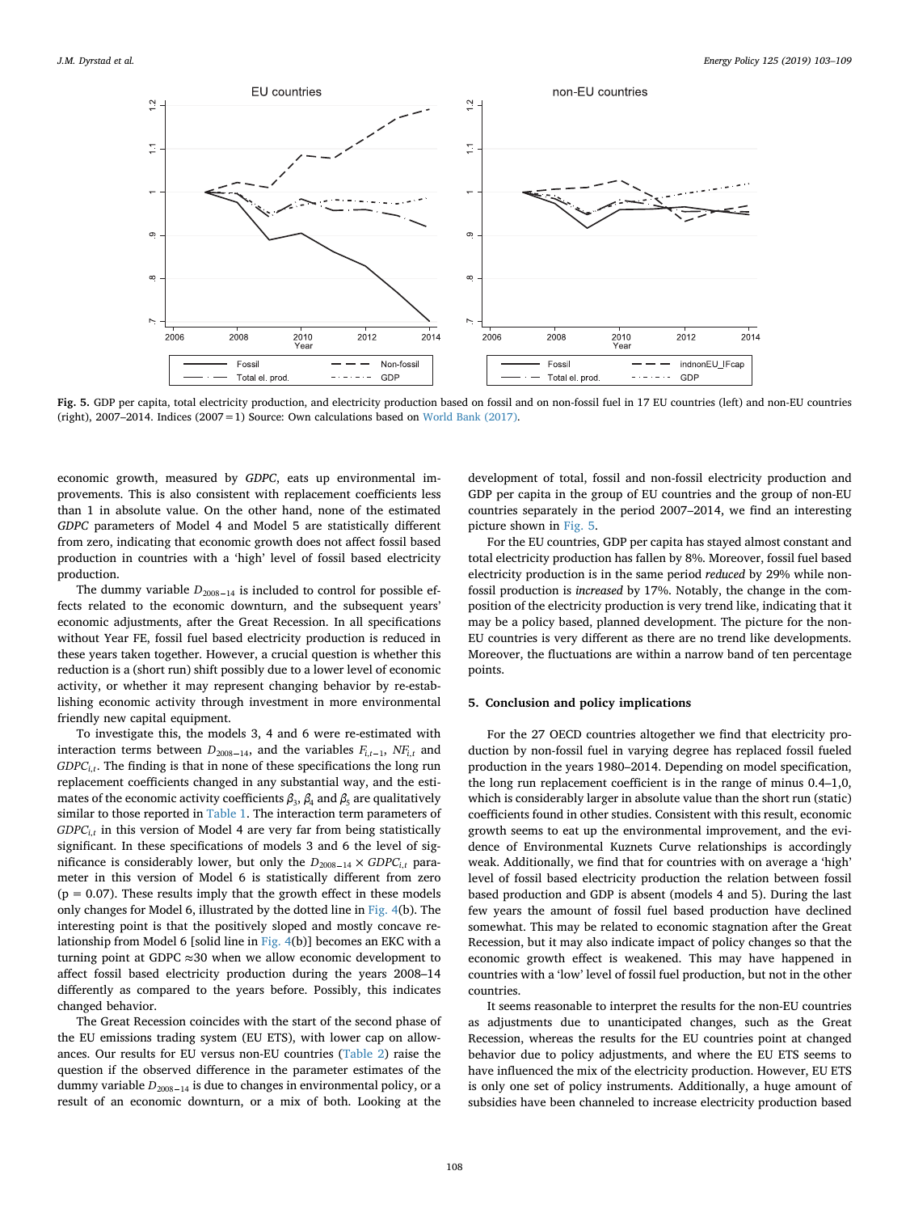Fig. 5. GDP per capita, total electricity production, and electricity production based on fossil and on non-fossil fuel in 17 EU countries (left) and non-EU countries (right), 2007–2014. Indices (2007 = 1) Source: Own calculations based on World Bank (2017).

economic growth, measured by *GDPC*, eats up environmental improvements. This is also consistent with replacement coefficients less than 1 in absolute value. On the other hand, none of the estimated *GDPC* parameters of Model 4 and Model 5 are statistically different from zero, indicating that economic growth does not affect fossil based production in countries with a 'high' level of fossil based electricity production.

The dummy variable $D_{2008-14}$ is included to control for possible effects related to the economic downturn, and the subsequent years' economic adjustments, after the Great Recession. In all specifications without Year FE, fossil fuel based electricity production is reduced in these years taken together. However, a crucial question is whether this reduction is a (short run) shift possibly due to a lower level of economic activity, or whether it may represent changing behavior by re-establishing economic activity through investment in more environmental friendly new capital equipment.

To investigate this, the models 3, 4 and 6 were re-estimated with interaction terms between $D_{2008-14}$, and the variables $F_{i,t-1}$, $NF_{i,t}$ and $GDPC_{i,t}$. The finding is that in none of these specifications the long run replacement coefficients changed in any substantial way, and the estimates of the economic activity coefficients $\beta_3$, $\beta_4$ and $\beta_5$ are qualitatively similar to those reported in Table 1. The interaction term parameters of $GDPC_{i,t}$ in this version of Model 4 are very far from being statistically significant. In these specifications of models 3 and 6 the level of significance is considerably lower, but only the $D_{2008-14} \times GDPC_{i,t}$ parameter in this version of Model 6 is statistically different from zero ($p = 0.07$). These results imply that the growth effect in these models only changes for Model 6, illustrated by the dotted line in Fig. 4(b). The interesting point is that the positively sloped and mostly concave relationship from Model 6 [solid line in Fig. 4(b)] becomes an EKC with a turning point at GDPC ≈30 when we allow economic development to affect fossil based electricity production during the years 2008–14 differently as compared to the years before. Possibly, this indicates changed behavior.

The Great Recession coincides with the start of the second phase of the EU emissions trading system (EU ETS), with lower cap on allowances. Our results for EU versus non-EU countries (Table 2) raise the question if the observed difference in the parameter estimates of the dummy variable $D_{2008-14}$ is due to changes in environmental policy, or a result of an economic downturn, or a mix of both. Looking at the development of total, fossil and non-fossil electricity production and GDP per capita in the group of EU countries and the group of non-EU countries separately in the period 2007–2014, we find an interesting picture shown in Fig. 5.

For the EU countries, GDP per capita has stayed almost constant and total electricity production has fallen by 8%. Moreover, fossil fuel based electricity production is in the same period *reduced* by 29% while non-fossil production is *increased* by 17%. Notably, the change in the composition of the electricity production is very trend like, indicating that it may be a policy based, planned development. The picture for the non-EU countries is very different as there are no trend like developments. Moreover, the fluctuations are within a narrow band of ten percentage points.

## 5. Conclusion and policy implications

For the 27 OECD countries altogether we find that electricity production by non-fossil fuel in varying degree has replaced fossil fueled production in the years 1980–2014. Depending on model specification, the long run replacement coefficient is in the range of minus 0.4–1,0, which is considerably larger in absolute value than the short run (static) coefficients found in other studies. Consistent with this result, economic growth seems to eat up the environmental improvement, and the evidence of Environmental Kuznets Curve relationships is accordingly weak. Additionally, we find that for countries with on average a 'high' level of fossil based electricity production the relation between fossil based production and GDP is absent (models 4 and 5). During the last few years the amount of fossil fuel based production have declined somewhat. This may be related to economic stagnation after the Great Recession, but it may also indicate impact of policy changes so that the economic growth effect is weakened. This may have happened in countries with a 'low' level of fossil fuel production, but not in the other countries.

It seems reasonable to interpret the results for the non-EU countries as adjustments due to unanticipated changes, such as the Great Recession, whereas the results for the EU countries point at changed behavior due to policy adjustments, and where the EU ETS seems to have influenced the mix of the electricity production. However, EU ETS is only one set of policy instruments. Additionally, a huge amount of subsidies have been channeled to increase electricity production based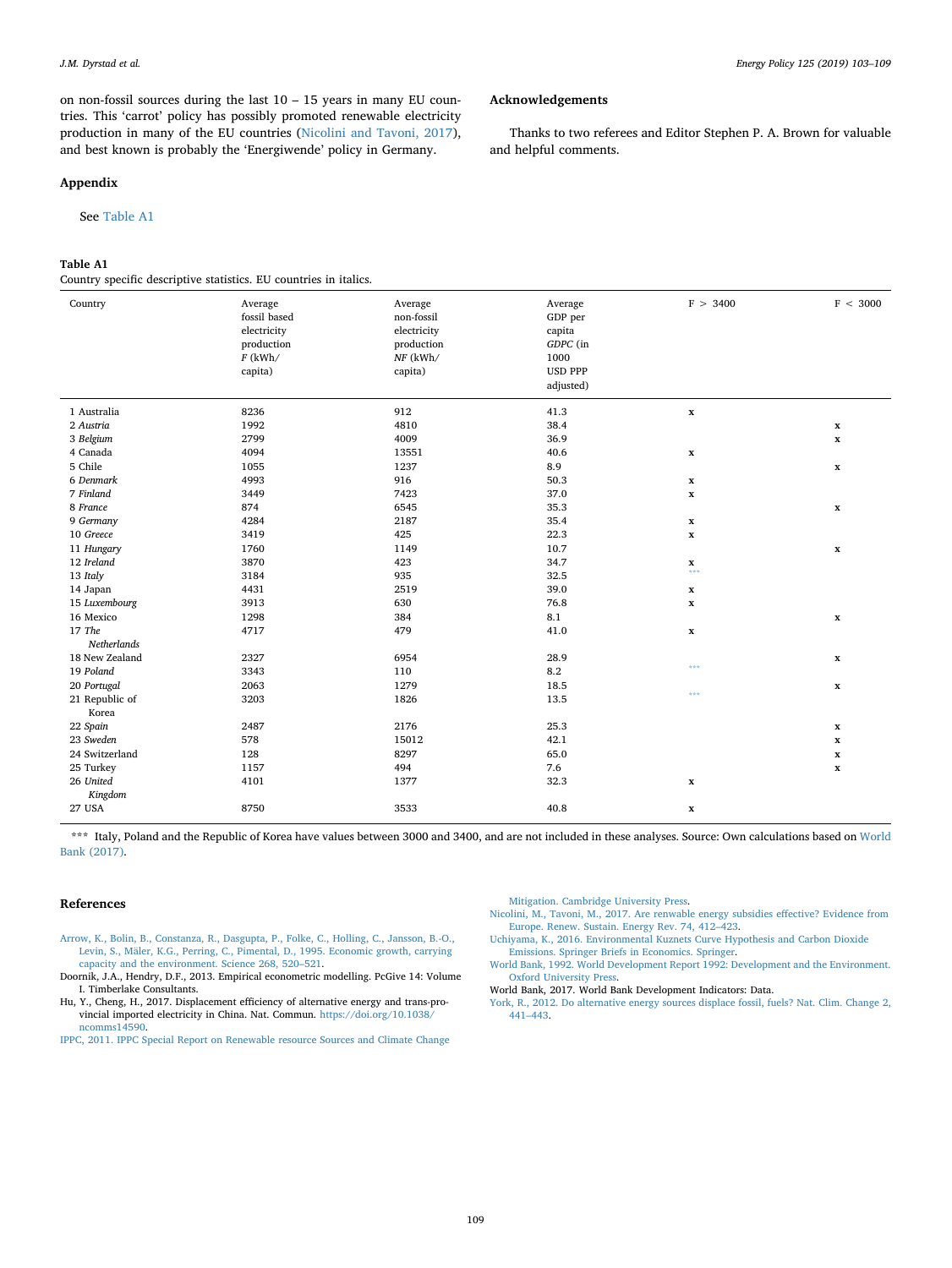on non-fossil sources during the last 10 – 15 years in many EU countries. This 'carrot' policy has possibly promoted renewable electricity production in many of the EU countries (Nicolini and Tavoni, 2017), and best known is probably the 'Energiwende' policy in Germany.

## Appendix

See Table A1

**Table A1**
Country specific descriptive statistics. EU countries in italics.

| Country | Average fossil based electricity production *F* (kWh/capita) | Average non-fossil electricity production *NF* (kWh/capita) | Average GDP per capita *GDPC* (in 1000 USD PPP adjusted) | F > 3400 | F < 3000 |
|---|---|---|---|---|---|
| 1 Australia | 8236 | 912 | 41.3 | x | |
| 2 *Austria* | 1992 | 4810 | 38.4 | | x |
| 3 *Belgium* | 2799 | 4009 | 36.9 | | x |
| 4 Canada | 4094 | 13551 | 40.6 | x | |
| 5 Chile | 1055 | 1237 | 8.9 | | x |
| 6 *Denmark* | 4993 | 916 | 50.3 | x | |
| 7 *Finland* | 3449 | 7423 | 37.0 | x | |
| 8 *France* | 874 | 6545 | 35.3 | | x |
| 9 *Germany* | 4284 | 2187 | 35.4 | x | |
| 10 *Greece* | 3419 | 425 | 22.3 | x | |
| 11 *Hungary* | 1760 | 1149 | 10.7 | | x |
| 12 *Ireland* | 3870 | 423 | 34.7 | x | |
| 13 *Italy* | 3184 | 935 | 32.5 | *** | |
| 14 Japan | 4431 | 2519 | 39.0 | x | |
| 15 *Luxembourg* | 3913 | 630 | 76.8 | x | |
| 16 Mexico | 1298 | 384 | 8.1 | | x |
| 17 *The Netherlands* | 4717 | 479 | 41.0 | x | |
| 18 New Zealand | 2327 | 6954 | 28.9 | | x |
| 19 *Poland* | 3343 | 110 | 8.2 | *** | |
| 20 *Portugal* | 2063 | 1279 | 18.5 | | x |
| 21 Republic of Korea | 3203 | 1826 | 13.5 | *** | |
| 22 *Spain* | 2487 | 2176 | 25.3 | | x |
| 23 *Sweden* | 578 | 15012 | 42.1 | | x |
| 24 Switzerland | 128 | 8297 | 65.0 | | x |
| 25 Turkey | 1157 | 494 | 7.6 | | x |
| 26 *United Kingdom* | 4101 | 1377 | 32.3 | x | |
| 27 USA | 8750 | 3533 | 40.8 | x | |

*** Italy, Poland and the Republic of Korea have values between 3000 and 3400, and are not included in these analyses. Source: Own calculations based on World Bank (2017).

## Acknowledgements

Thanks to two referees and Editor Stephen P. A. Brown for valuable and helpful comments.

## References

Arrow, K., Bolin, B., Constanza, R., Dasgupta, P., Folke, C., Holling, C., Jansson, B.-O., Levin, S., Mäler, K.G., Perring, C., Pimental, D., 1995. Economic growth, carrying capacity and the environment. Science 268, 520–521.

Doornik, J.A., Hendry, D.F., 2013. Empirical econometric modelling. PcGive 14: Volume I. Timberlake Consultants.

Hu, Y., Cheng, H., 2017. Displacement efficiency of alternative energy and trans-provincial imported electricity in China. Nat. Commun. https://doi.org/10.1038/ncomms14590.

IPPC, 2011. IPPC Special Report on Renewable resource Sources and Climate Change Mitigation. Cambridge University Press.

Nicolini, M., Tavoni, M., 2017. Are renwable energy subsidies effective? Evidence from Europe. Renew. Sustain. Energy Rev. 74, 412–423.

Uchiyama, K., 2016. Environmental Kuznets Curve Hypothesis and Carbon Dioxide Emissions. Springer Briefs in Economics. Springer.

World Bank, 1992. World Development Report 1992: Development and the Environment. Oxford University Press.

World Bank, 2017. World Bank Development Indicators: Data.

York, R., 2012. Do alternative energy sources displace fossil, fuels? Nat. Clim. Change 2, 441–443.